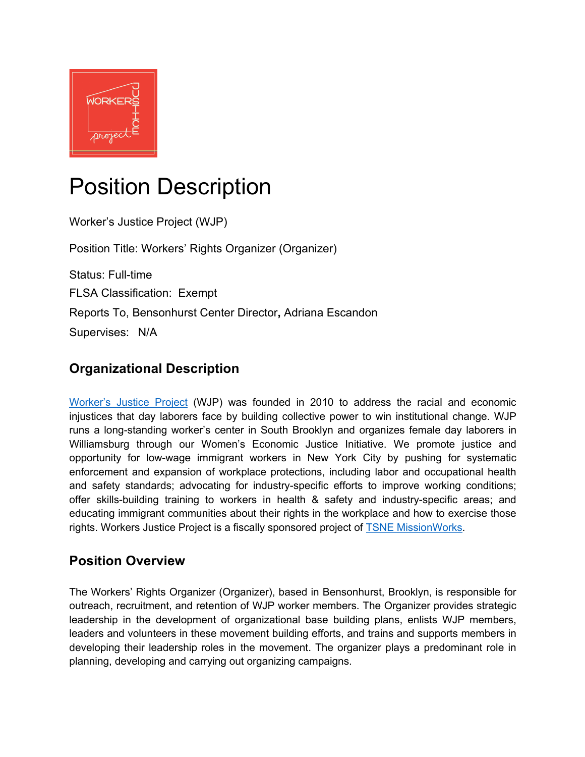# Position Description

Worker's Justice Project (WJP)

Position Title: Workers' Rights Organizer (Organizer)

Status: Full-time

FLSA Classification: Exempt

Reports To, Bensonhurst Center Director**,** Adriana Escandon

Supervises: N/A

## Organizational Description

[Worker's Justice Project](#) (WJP) was founded in 2010 to address the racial and economic injustices that day laborers face by building collective power to win institutional change. WJP runs a long-standing worker's center in South Brooklyn and organizes female day laborers in Williamsburg through our Women's Economic Justice Initiative. We promote justice and opportunity for low-wage immigrant workers in New York City by pushing for systematic enforcement and expansion of workplace protections, including labor and occupational health and safety standards; advocating for industry-specific efforts to improve working conditions; offer skills-building training to workers in health & safety and industry-specific areas; and educating immigrant communities about their rights in the workplace and how to exercise those rights. Workers Justice Project is a fiscally sponsored project of [TSNE MissionWorks](#).

## Position Overview

The Workers' Rights Organizer (Organizer), based in Bensonhurst, Brooklyn, is responsible for outreach, recruitment, and retention of WJP worker members. The Organizer provides strategic leadership in the development of organizational base building plans, enlists WJP members, leaders and volunteers in these movement building efforts, and trains and supports members in developing their leadership roles in the movement. The organizer plays a predominant role in planning, developing and carrying out organizing campaigns.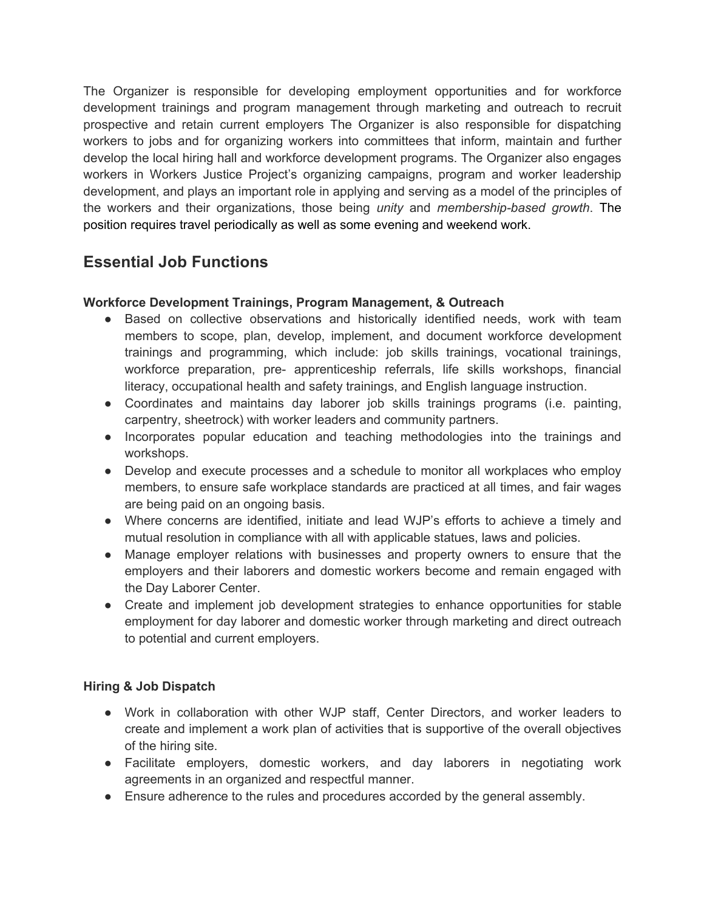The Organizer is responsible for developing employment opportunities and for workforce development trainings and program management through marketing and outreach to recruit prospective and retain current employers The Organizer is also responsible for dispatching workers to jobs and for organizing workers into committees that inform, maintain and further develop the local hiring hall and workforce development programs. The Organizer also engages workers in Workers Justice Project's organizing campaigns, program and worker leadership development, and plays an important role in applying and serving as a model of the principles of the workers and their organizations, those being *unity* and *membership-based growth*. The position requires travel periodically as well as some evening and weekend work.

## Essential Job Functions

**Workforce Development Trainings, Program Management, & Outreach**

- Based on collective observations and historically identified needs, work with team members to scope, plan, develop, implement, and document workforce development trainings and programming, which include: job skills trainings, vocational trainings, workforce preparation, pre- apprenticeship referrals, life skills workshops, financial literacy, occupational health and safety trainings, and English language instruction.
- Coordinates and maintains day laborer job skills trainings programs (i.e. painting, carpentry, sheetrock) with worker leaders and community partners.
- Incorporates popular education and teaching methodologies into the trainings and workshops.
- Develop and execute processes and a schedule to monitor all workplaces who employ members, to ensure safe workplace standards are practiced at all times, and fair wages are being paid on an ongoing basis.
- Where concerns are identified, initiate and lead WJP's efforts to achieve a timely and mutual resolution in compliance with all with applicable statues, laws and policies.
- Manage employer relations with businesses and property owners to ensure that the employers and their laborers and domestic workers become and remain engaged with the Day Laborer Center.
- Create and implement job development strategies to enhance opportunities for stable employment for day laborer and domestic worker through marketing and direct outreach to potential and current employers.

**Hiring & Job Dispatch**

- Work in collaboration with other WJP staff, Center Directors, and worker leaders to create and implement a work plan of activities that is supportive of the overall objectives of the hiring site.
- Facilitate employers, domestic workers, and day laborers in negotiating work agreements in an organized and respectful manner.
- Ensure adherence to the rules and procedures accorded by the general assembly.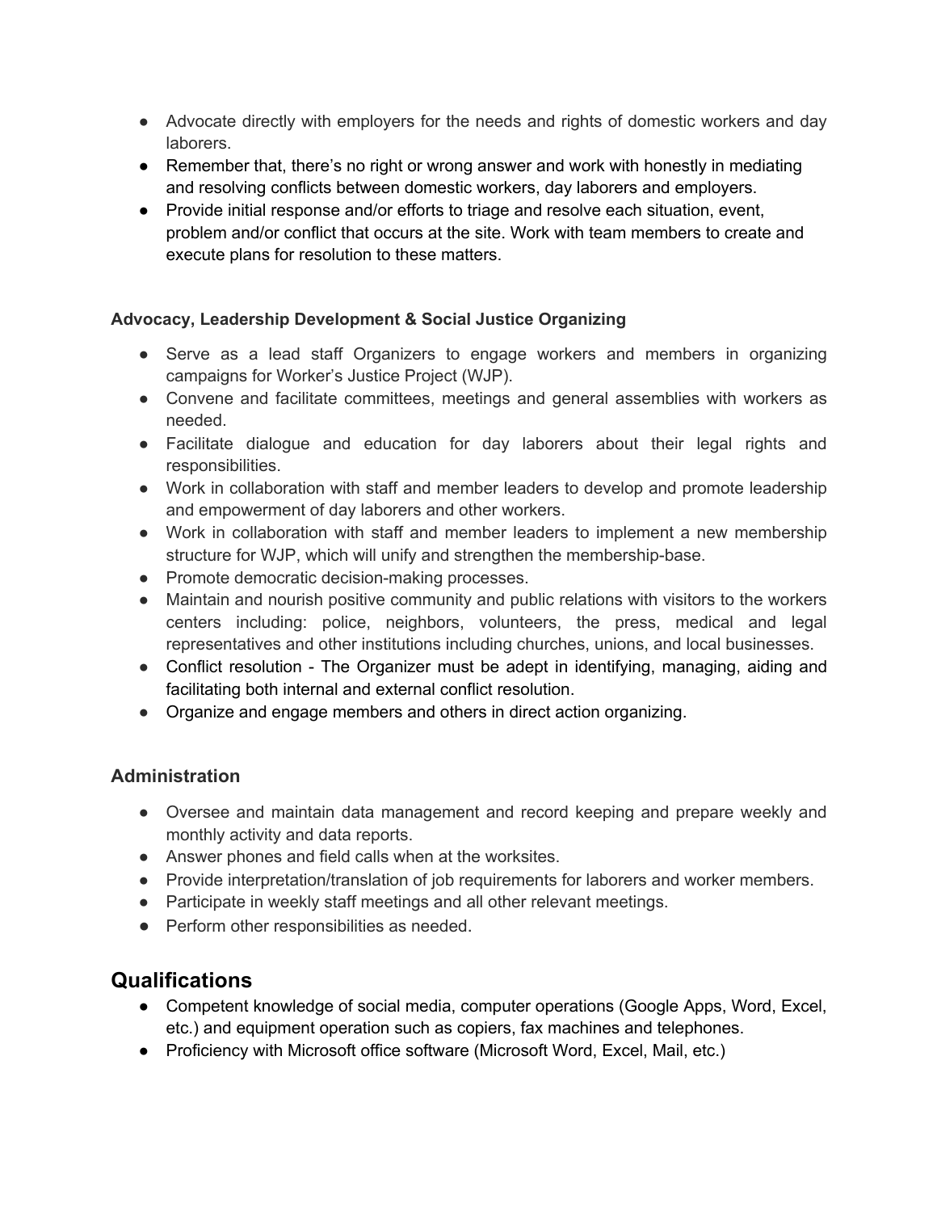- Advocate directly with employers for the needs and rights of domestic workers and day laborers.
- Remember that, there's no right or wrong answer and work with honestly in mediating and resolving conflicts between domestic workers, day laborers and employers.
- Provide initial response and/or efforts to triage and resolve each situation, event, problem and/or conflict that occurs at the site. Work with team members to create and execute plans for resolution to these matters.

**Advocacy, Leadership Development & Social Justice Organizing**

- Serve as a lead staff Organizers to engage workers and members in organizing campaigns for Worker's Justice Project (WJP).
- Convene and facilitate committees, meetings and general assemblies with workers as needed.
- Facilitate dialogue and education for day laborers about their legal rights and responsibilities.
- Work in collaboration with staff and member leaders to develop and promote leadership and empowerment of day laborers and other workers.
- Work in collaboration with staff and member leaders to implement a new membership structure for WJP, which will unify and strengthen the membership-base.
- Promote democratic decision-making processes.
- Maintain and nourish positive community and public relations with visitors to the workers centers including: police, neighbors, volunteers, the press, medical and legal representatives and other institutions including churches, unions, and local businesses.
- Conflict resolution - The Organizer must be adept in identifying, managing, aiding and facilitating both internal and external conflict resolution.
- Organize and engage members and others in direct action organizing.

### Administration

- Oversee and maintain data management and record keeping and prepare weekly and monthly activity and data reports.
- Answer phones and field calls when at the worksites.
- Provide interpretation/translation of job requirements for laborers and worker members.
- Participate in weekly staff meetings and all other relevant meetings.
- Perform other responsibilities as needed.

## Qualifications

- Competent knowledge of social media, computer operations (Google Apps, Word, Excel, etc.) and equipment operation such as copiers, fax machines and telephones.
- Proficiency with Microsoft office software (Microsoft Word, Excel, Mail, etc.)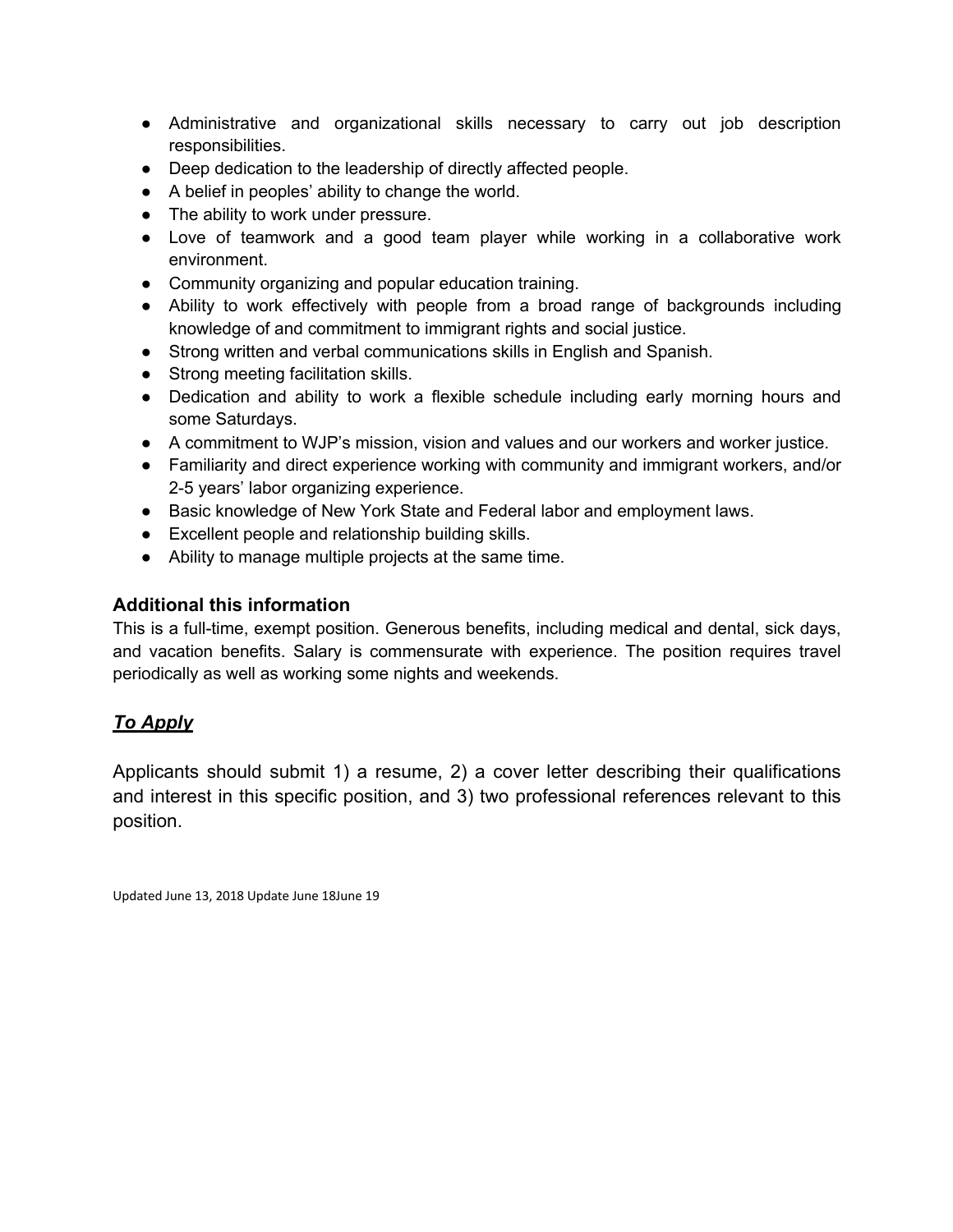- Administrative and organizational skills necessary to carry out job description responsibilities.
- Deep dedication to the leadership of directly affected people.
- A belief in peoples' ability to change the world.
- The ability to work under pressure.
- Love of teamwork and a good team player while working in a collaborative work environment.
- Community organizing and popular education training.
- Ability to work effectively with people from a broad range of backgrounds including knowledge of and commitment to immigrant rights and social justice.
- Strong written and verbal communications skills in English and Spanish.
- Strong meeting facilitation skills.
- Dedication and ability to work a flexible schedule including early morning hours and some Saturdays.
- A commitment to WJP's mission, vision and values and our workers and worker justice.
- Familiarity and direct experience working with community and immigrant workers, and/or 2-5 years' labor organizing experience.
- Basic knowledge of New York State and Federal labor and employment laws.
- Excellent people and relationship building skills.
- Ability to manage multiple projects at the same time.

### Additional this information

This is a full-time, exempt position. Generous benefits, including medical and dental, sick days, and vacation benefits. Salary is commensurate with experience. The position requires travel periodically as well as working some nights and weekends.

## ***To Apply***

Applicants should submit 1) a resume, 2) a cover letter describing their qualifications and interest in this specific position, and 3) two professional references relevant to this position.

Updated June 13, 2018 Update June 18June 19